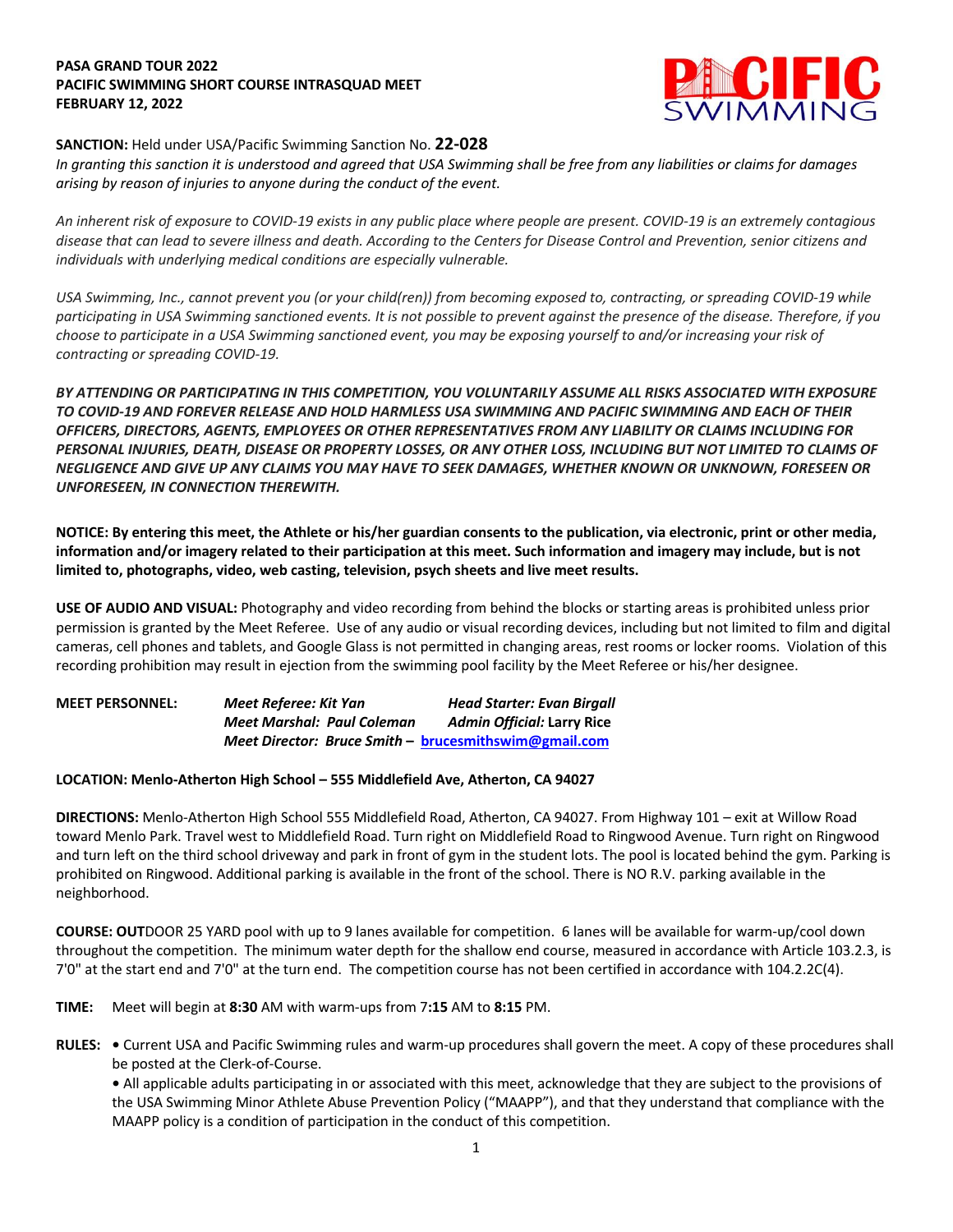**PASA GRAND TOUR 2022**
**PACIFIC SWIMMING SHORT COURSE INTRASQUAD MEET**
**FEBRUARY 12, 2022**

**SANCTION:** Held under USA/Pacific Swimming Sanction No. **22-028**

*In granting this sanction it is understood and agreed that USA Swimming shall be free from any liabilities or claims for damages arising by reason of injuries to anyone during the conduct of the event.*

*An inherent risk of exposure to COVID-19 exists in any public place where people are present. COVID-19 is an extremely contagious disease that can lead to severe illness and death. According to the Centers for Disease Control and Prevention, senior citizens and individuals with underlying medical conditions are especially vulnerable.*

*USA Swimming, Inc., cannot prevent you (or your child(ren)) from becoming exposed to, contracting, or spreading COVID-19 while participating in USA Swimming sanctioned events. It is not possible to prevent against the presence of the disease. Therefore, if you choose to participate in a USA Swimming sanctioned event, you may be exposing yourself to and/or increasing your risk of contracting or spreading COVID-19.*

***BY ATTENDING OR PARTICIPATING IN THIS COMPETITION, YOU VOLUNTARILY ASSUME ALL RISKS ASSOCIATED WITH EXPOSURE TO COVID-19 AND FOREVER RELEASE AND HOLD HARMLESS USA SWIMMING AND PACIFIC SWIMMING AND EACH OF THEIR OFFICERS, DIRECTORS, AGENTS, EMPLOYEES OR OTHER REPRESENTATIVES FROM ANY LIABILITY OR CLAIMS INCLUDING FOR PERSONAL INJURIES, DEATH, DISEASE OR PROPERTY LOSSES, OR ANY OTHER LOSS, INCLUDING BUT NOT LIMITED TO CLAIMS OF NEGLIGENCE AND GIVE UP ANY CLAIMS YOU MAY HAVE TO SEEK DAMAGES, WHETHER KNOWN OR UNKNOWN, FORESEEN OR UNFORESEEN, IN CONNECTION THEREWITH.***

**NOTICE: By entering this meet, the Athlete or his/her guardian consents to the publication, via electronic, print or other media, information and/or imagery related to their participation at this meet. Such information and imagery may include, but is not limited to, photographs, video, web casting, television, psych sheets and live meet results.**

**USE OF AUDIO AND VISUAL:** Photography and video recording from behind the blocks or starting areas is prohibited unless prior permission is granted by the Meet Referee. Use of any audio or visual recording devices, including but not limited to film and digital cameras, cell phones and tablets, and Google Glass is not permitted in changing areas, rest rooms or locker rooms. Violation of this recording prohibition may result in ejection from the swimming pool facility by the Meet Referee or his/her designee.

**MEET PERSONNEL:**
***Meet Referee: Kit Yan*** — ***Head Starter: Evan Birgall***
***Meet Marshal: Paul Coleman*** — ***Admin Official:* Larry Rice**
***Meet Director: Bruce Smith –*** **brucesmithswim@gmail.com**

**LOCATION: Menlo-Atherton High School – 555 Middlefield Ave, Atherton, CA 94027**

**DIRECTIONS:** Menlo-Atherton High School 555 Middlefield Road, Atherton, CA 94027. From Highway 101 – exit at Willow Road toward Menlo Park. Travel west to Middlefield Road. Turn right on Middlefield Road to Ringwood Avenue. Turn right on Ringwood and turn left on the third school driveway and park in front of gym in the student lots. The pool is located behind the gym. Parking is prohibited on Ringwood. Additional parking is available in the front of the school. There is NO R.V. parking available in the neighborhood.

**COURSE: OUT**DOOR 25 YARD pool with up to 9 lanes available for competition. 6 lanes will be available for warm-up/cool down throughout the competition. The minimum water depth for the shallow end course, measured in accordance with Article 103.2.3, is 7'0" at the start end and 7'0" at the turn end. The competition course has not been certified in accordance with 104.2.2C(4).

**TIME:** Meet will begin at **8:30** AM with warm-ups from 7**:15** AM to **8:15** PM.

**RULES:**
- Current USA and Pacific Swimming rules and warm-up procedures shall govern the meet. A copy of these procedures shall be posted at the Clerk-of-Course.
- All applicable adults participating in or associated with this meet, acknowledge that they are subject to the provisions of the USA Swimming Minor Athlete Abuse Prevention Policy ("MAAPP"), and that they understand that compliance with the MAAPP policy is a condition of participation in the conduct of this competition.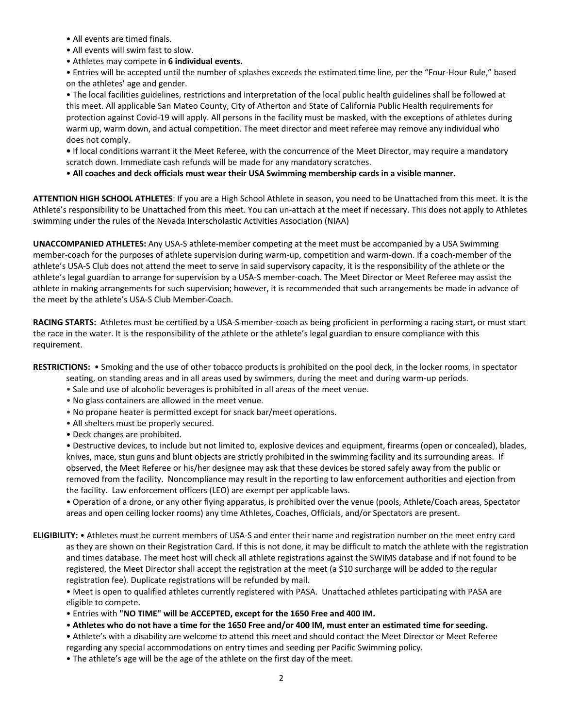- All events are timed finals.
- All events will swim fast to slow.
- Athletes may compete in **6 individual events.**
- Entries will be accepted until the number of splashes exceeds the estimated time line, per the "Four-Hour Rule," based on the athletes' age and gender.
- The local facilities guidelines, restrictions and interpretation of the local public health guidelines shall be followed at this meet. All applicable San Mateo County, City of Atherton and State of California Public Health requirements for protection against Covid-19 will apply. All persons in the facility must be masked, with the exceptions of athletes during warm up, warm down, and actual competition. The meet director and meet referee may remove any individual who does not comply.
- If local conditions warrant it the Meet Referee, with the concurrence of the Meet Director, may require a mandatory scratch down. Immediate cash refunds will be made for any mandatory scratches.
- **All coaches and deck officials must wear their USA Swimming membership cards in a visible manner.**

**ATTENTION HIGH SCHOOL ATHLETES**: If you are a High School Athlete in season, you need to be Unattached from this meet. It is the Athlete's responsibility to be Unattached from this meet. You can un-attach at the meet if necessary. This does not apply to Athletes swimming under the rules of the Nevada Interscholastic Activities Association (NIAA)

**UNACCOMPANIED ATHLETES:** Any USA-S athlete-member competing at the meet must be accompanied by a USA Swimming member-coach for the purposes of athlete supervision during warm-up, competition and warm-down. If a coach-member of the athlete's USA-S Club does not attend the meet to serve in said supervisory capacity, it is the responsibility of the athlete or the athlete's legal guardian to arrange for supervision by a USA-S member-coach. The Meet Director or Meet Referee may assist the athlete in making arrangements for such supervision; however, it is recommended that such arrangements be made in advance of the meet by the athlete's USA-S Club Member-Coach.

**RACING STARTS:** Athletes must be certified by a USA-S member-coach as being proficient in performing a racing start, or must start the race in the water. It is the responsibility of the athlete or the athlete's legal guardian to ensure compliance with this requirement.

**RESTRICTIONS:**
- Smoking and the use of other tobacco products is prohibited on the pool deck, in the locker rooms, in spectator seating, on standing areas and in all areas used by swimmers, during the meet and during warm-up periods.
- Sale and use of alcoholic beverages is prohibited in all areas of the meet venue.
- No glass containers are allowed in the meet venue.
- No propane heater is permitted except for snack bar/meet operations.
- All shelters must be properly secured.
- Deck changes are prohibited.
- Destructive devices, to include but not limited to, explosive devices and equipment, firearms (open or concealed), blades, knives, mace, stun guns and blunt objects are strictly prohibited in the swimming facility and its surrounding areas. If observed, the Meet Referee or his/her designee may ask that these devices be stored safely away from the public or removed from the facility. Noncompliance may result in the reporting to law enforcement authorities and ejection from the facility. Law enforcement officers (LEO) are exempt per applicable laws.
- Operation of a drone, or any other flying apparatus, is prohibited over the venue (pools, Athlete/Coach areas, Spectator areas and open ceiling locker rooms) any time Athletes, Coaches, Officials, and/or Spectators are present.

**ELIGIBILITY:**
- Athletes must be current members of USA-S and enter their name and registration number on the meet entry card as they are shown on their Registration Card. If this is not done, it may be difficult to match the athlete with the registration and times database. The meet host will check all athlete registrations against the SWIMS database and if not found to be registered, the Meet Director shall accept the registration at the meet (a $10 surcharge will be added to the regular registration fee). Duplicate registrations will be refunded by mail.
- Meet is open to qualified athletes currently registered with PASA. Unattached athletes participating with PASA are eligible to compete.
- Entries with **"NO TIME" will be ACCEPTED, except for the 1650 Free and 400 IM.**
- **Athletes who do not have a time for the 1650 Free and/or 400 IM, must enter an estimated time for seeding.**
- Athlete's with a disability are welcome to attend this meet and should contact the Meet Director or Meet Referee regarding any special accommodations on entry times and seeding per Pacific Swimming policy.
- The athlete's age will be the age of the athlete on the first day of the meet.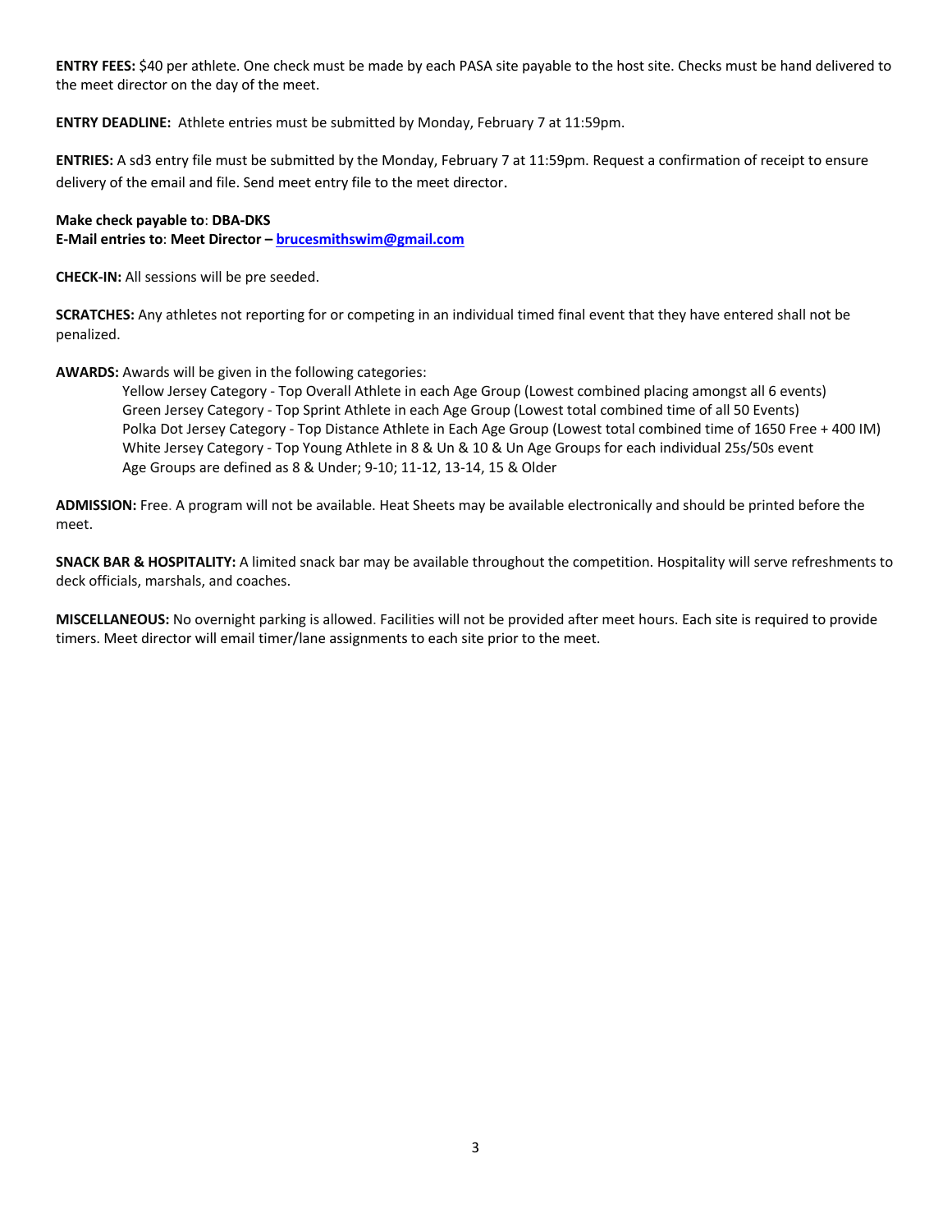**ENTRY FEES:** $40 per athlete. One check must be made by each PASA site payable to the host site. Checks must be hand delivered to the meet director on the day of the meet.

**ENTRY DEADLINE:** Athlete entries must be submitted by Monday, February 7 at 11:59pm.

**ENTRIES:** A sd3 entry file must be submitted by the Monday, February 7 at 11:59pm. Request a confirmation of receipt to ensure delivery of the email and file. Send meet entry file to the meet director.

**Make check payable to**: **DBA-DKS**
**E-Mail entries to**: **Meet Director – [brucesmithswim@gmail.com](mailto:brucesmithswim@gmail.com)**

**CHECK-IN:** All sessions will be pre seeded.

**SCRATCHES:** Any athletes not reporting for or competing in an individual timed final event that they have entered shall not be penalized.

**AWARDS:** Awards will be given in the following categories:

- Yellow Jersey Category - Top Overall Athlete in each Age Group (Lowest combined placing amongst all 6 events)
- Green Jersey Category - Top Sprint Athlete in each Age Group (Lowest total combined time of all 50 Events)
- Polka Dot Jersey Category - Top Distance Athlete in Each Age Group (Lowest total combined time of 1650 Free + 400 IM)
- White Jersey Category - Top Young Athlete in 8 & Un & 10 & Un Age Groups for each individual 25s/50s event
- Age Groups are defined as 8 & Under; 9-10; 11-12, 13-14, 15 & Older

**ADMISSION:** Free. A program will not be available. Heat Sheets may be available electronically and should be printed before the meet.

**SNACK BAR & HOSPITALITY:** A limited snack bar may be available throughout the competition. Hospitality will serve refreshments to deck officials, marshals, and coaches.

**MISCELLANEOUS:** No overnight parking is allowed. Facilities will not be provided after meet hours. Each site is required to provide timers. Meet director will email timer/lane assignments to each site prior to the meet.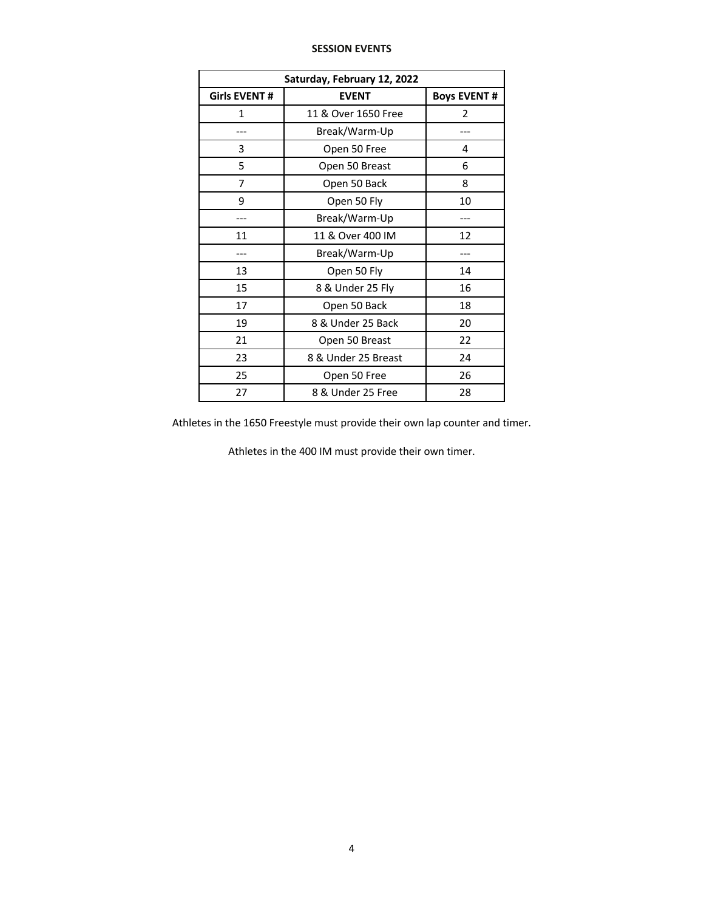**SESSION EVENTS**

| Saturday, February 12, 2022 | | |
| --- | --- | --- |
| **Girls EVENT #** | **EVENT** | **Boys EVENT #** |
| 1 | 11 & Over 1650 Free | 2 |
| --- | Break/Warm-Up | --- |
| 3 | Open 50 Free | 4 |
| 5 | Open 50 Breast | 6 |
| 7 | Open 50 Back | 8 |
| 9 | Open 50 Fly | 10 |
| --- | Break/Warm-Up | --- |
| 11 | 11 & Over 400 IM | 12 |
| --- | Break/Warm-Up | --- |
| 13 | Open 50 Fly | 14 |
| 15 | 8 & Under 25 Fly | 16 |
| 17 | Open 50 Back | 18 |
| 19 | 8 & Under 25 Back | 20 |
| 21 | Open 50 Breast | 22 |
| 23 | 8 & Under 25 Breast | 24 |
| 25 | Open 50 Free | 26 |
| 27 | 8 & Under 25 Free | 28 |

Athletes in the 1650 Freestyle must provide their own lap counter and timer.

Athletes in the 400 IM must provide their own timer.